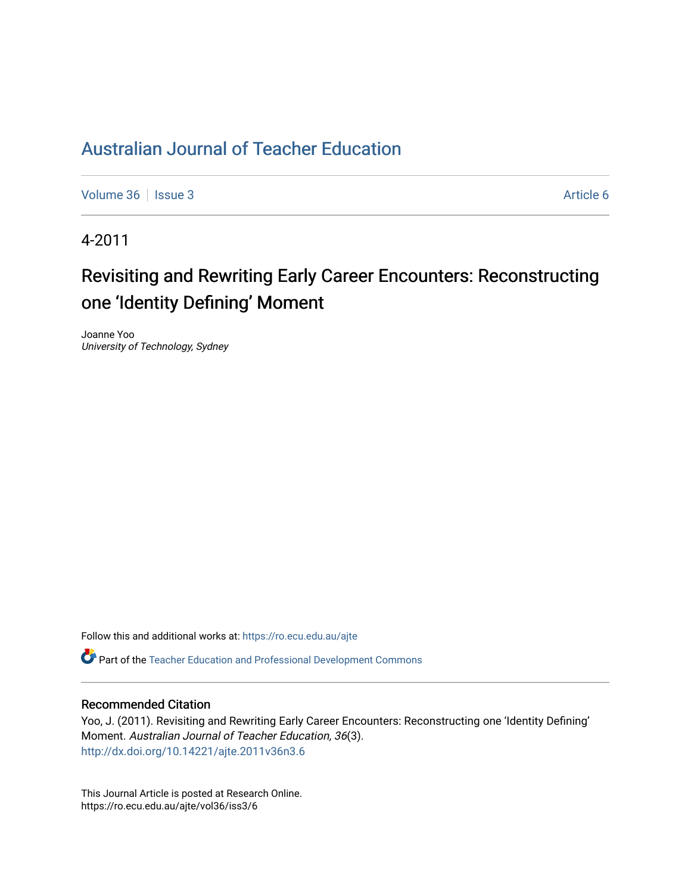# Australian Journal of Teacher Education

Volume 36 | Issue 3 | Article 6

4-2011

## Revisiting and Rewriting Early Career Encounters: Reconstructing one 'Identity Defining' Moment

Joanne Yoo
*University of Technology, Sydney*

Follow this and additional works at: https://ro.ecu.edu.au/ajte

Part of the Teacher Education and Professional Development Commons

### Recommended Citation

Yoo, J. (2011). Revisiting and Rewriting Early Career Encounters: Reconstructing one 'Identity Defining' Moment. *Australian Journal of Teacher Education, 36*(3).
http://dx.doi.org/10.14221/ajte.2011v36n3.6

This Journal Article is posted at Research Online.
https://ro.ecu.edu.au/ajte/vol36/iss3/6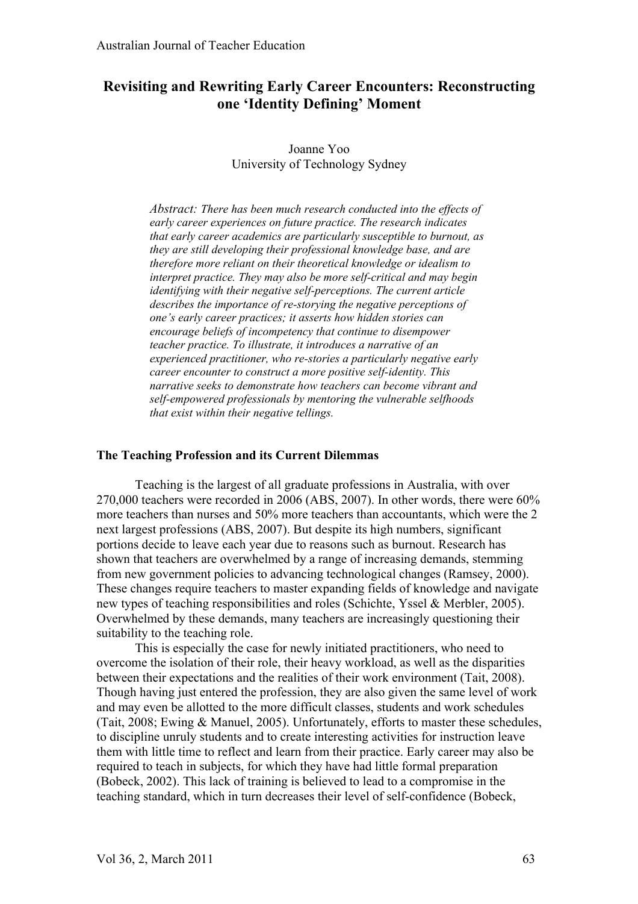# Revisiting and Rewriting Early Career Encounters: Reconstructing one 'Identity Defining' Moment

Joanne Yoo
University of Technology Sydney

*Abstract: There has been much research conducted into the effects of early career experiences on future practice. The research indicates that early career academics are particularly susceptible to burnout, as they are still developing their professional knowledge base, and are therefore more reliant on their theoretical knowledge or idealism to interpret practice. They may also be more self-critical and may begin identifying with their negative self-perceptions. The current article describes the importance of re-storying the negative perceptions of one's early career practices; it asserts how hidden stories can encourage beliefs of incompetency that continue to disempower teacher practice. To illustrate, it introduces a narrative of an experienced practitioner, who re-stories a particularly negative early career encounter to construct a more positive self-identity. This narrative seeks to demonstrate how teachers can become vibrant and self-empowered professionals by mentoring the vulnerable selfhoods that exist within their negative tellings.*

## The Teaching Profession and its Current Dilemmas

Teaching is the largest of all graduate professions in Australia, with over 270,000 teachers were recorded in 2006 (ABS, 2007). In other words, there were 60% more teachers than nurses and 50% more teachers than accountants, which were the 2 next largest professions (ABS, 2007). But despite its high numbers, significant portions decide to leave each year due to reasons such as burnout. Research has shown that teachers are overwhelmed by a range of increasing demands, stemming from new government policies to advancing technological changes (Ramsey, 2000). These changes require teachers to master expanding fields of knowledge and navigate new types of teaching responsibilities and roles (Schichte, Yssel & Merbler, 2005). Overwhelmed by these demands, many teachers are increasingly questioning their suitability to the teaching role.

This is especially the case for newly initiated practitioners, who need to overcome the isolation of their role, their heavy workload, as well as the disparities between their expectations and the realities of their work environment (Tait, 2008). Though having just entered the profession, they are also given the same level of work and may even be allotted to the more difficult classes, students and work schedules (Tait, 2008; Ewing & Manuel, 2005). Unfortunately, efforts to master these schedules, to discipline unruly students and to create interesting activities for instruction leave them with little time to reflect and learn from their practice. Early career may also be required to teach in subjects, for which they have had little formal preparation (Bobeck, 2002). This lack of training is believed to lead to a compromise in the teaching standard, which in turn decreases their level of self-confidence (Bobeck,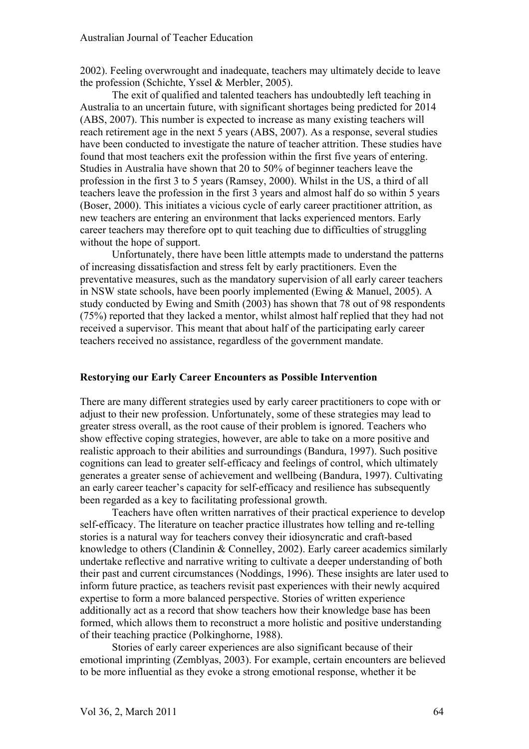2002). Feeling overwrought and inadequate, teachers may ultimately decide to leave the profession (Schichte, Yssel & Merbler, 2005).

The exit of qualified and talented teachers has undoubtedly left teaching in Australia to an uncertain future, with significant shortages being predicted for 2014 (ABS, 2007). This number is expected to increase as many existing teachers will reach retirement age in the next 5 years (ABS, 2007). As a response, several studies have been conducted to investigate the nature of teacher attrition. These studies have found that most teachers exit the profession within the first five years of entering. Studies in Australia have shown that 20 to 50% of beginner teachers leave the profession in the first 3 to 5 years (Ramsey, 2000). Whilst in the US, a third of all teachers leave the profession in the first 3 years and almost half do so within 5 years (Boser, 2000). This initiates a vicious cycle of early career practitioner attrition, as new teachers are entering an environment that lacks experienced mentors. Early career teachers may therefore opt to quit teaching due to difficulties of struggling without the hope of support.

Unfortunately, there have been little attempts made to understand the patterns of increasing dissatisfaction and stress felt by early practitioners. Even the preventative measures, such as the mandatory supervision of all early career teachers in NSW state schools, have been poorly implemented (Ewing & Manuel, 2005). A study conducted by Ewing and Smith (2003) has shown that 78 out of 98 respondents (75%) reported that they lacked a mentor, whilst almost half replied that they had not received a supervisor. This meant that about half of the participating early career teachers received no assistance, regardless of the government mandate.

**Restorying our Early Career Encounters as Possible Intervention**

There are many different strategies used by early career practitioners to cope with or adjust to their new profession. Unfortunately, some of these strategies may lead to greater stress overall, as the root cause of their problem is ignored. Teachers who show effective coping strategies, however, are able to take on a more positive and realistic approach to their abilities and surroundings (Bandura, 1997). Such positive cognitions can lead to greater self-efficacy and feelings of control, which ultimately generates a greater sense of achievement and wellbeing (Bandura, 1997). Cultivating an early career teacher's capacity for self-efficacy and resilience has subsequently been regarded as a key to facilitating professional growth.

Teachers have often written narratives of their practical experience to develop self-efficacy. The literature on teacher practice illustrates how telling and re-telling stories is a natural way for teachers convey their idiosyncratic and craft-based knowledge to others (Clandinin & Connelley, 2002). Early career academics similarly undertake reflective and narrative writing to cultivate a deeper understanding of both their past and current circumstances (Noddings, 1996). These insights are later used to inform future practice, as teachers revisit past experiences with their newly acquired expertise to form a more balanced perspective. Stories of written experience additionally act as a record that show teachers how their knowledge base has been formed, which allows them to reconstruct a more holistic and positive understanding of their teaching practice (Polkinghorne, 1988).

Stories of early career experiences are also significant because of their emotional imprinting (Zemblyas, 2003). For example, certain encounters are believed to be more influential as they evoke a strong emotional response, whether it be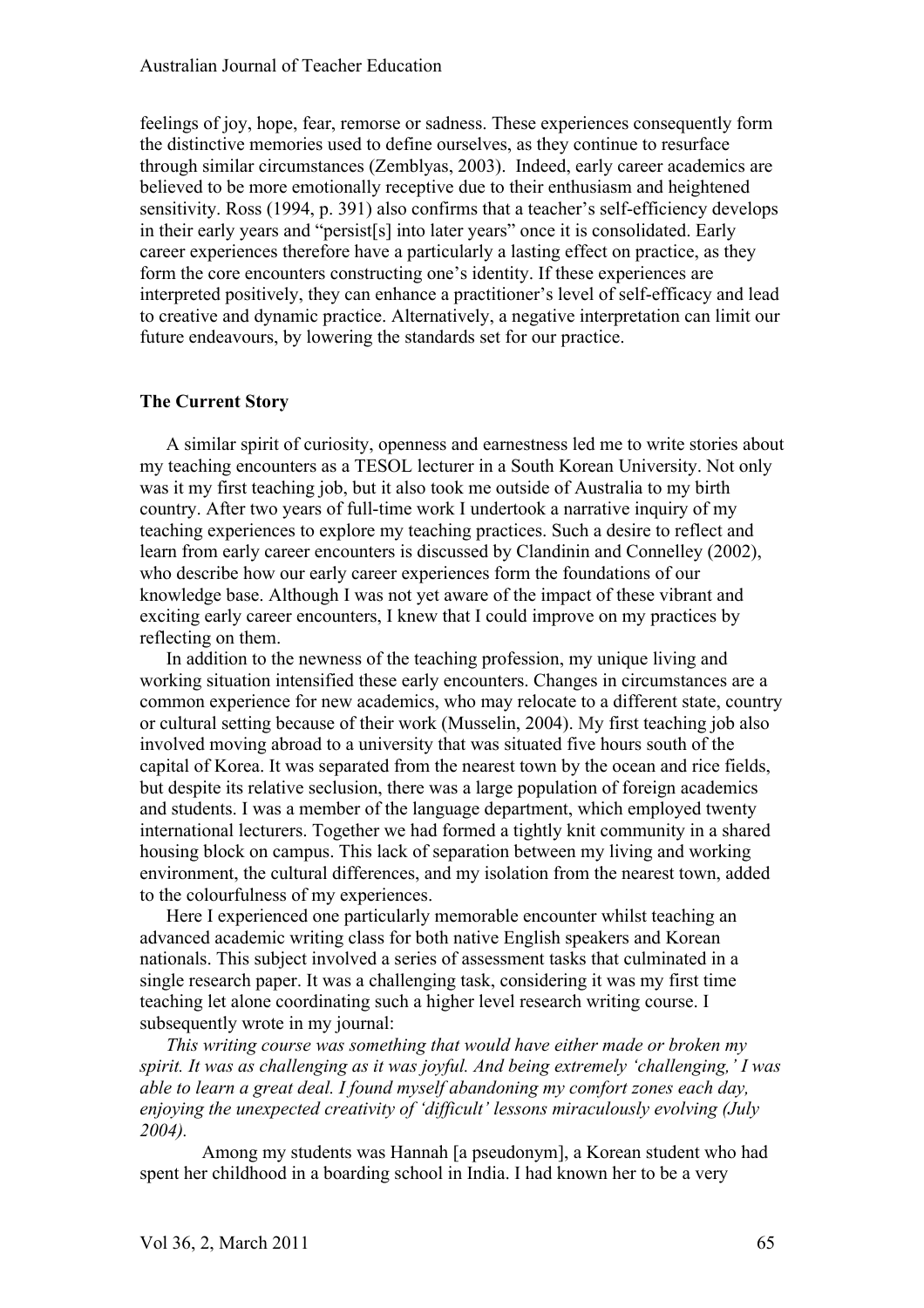feelings of joy, hope, fear, remorse or sadness. These experiences consequently form the distinctive memories used to define ourselves, as they continue to resurface through similar circumstances (Zemblyas, 2003). Indeed, early career academics are believed to be more emotionally receptive due to their enthusiasm and heightened sensitivity. Ross (1994, p. 391) also confirms that a teacher's self-efficiency develops in their early years and "persist[s] into later years" once it is consolidated. Early career experiences therefore have a particularly a lasting effect on practice, as they form the core encounters constructing one's identity. If these experiences are interpreted positively, they can enhance a practitioner's level of self-efficacy and lead to creative and dynamic practice. Alternatively, a negative interpretation can limit our future endeavours, by lowering the standards set for our practice.

**The Current Story**

A similar spirit of curiosity, openness and earnestness led me to write stories about my teaching encounters as a TESOL lecturer in a South Korean University. Not only was it my first teaching job, but it also took me outside of Australia to my birth country. After two years of full-time work I undertook a narrative inquiry of my teaching experiences to explore my teaching practices. Such a desire to reflect and learn from early career encounters is discussed by Clandinin and Connelley (2002), who describe how our early career experiences form the foundations of our knowledge base. Although I was not yet aware of the impact of these vibrant and exciting early career encounters, I knew that I could improve on my practices by reflecting on them.

In addition to the newness of the teaching profession, my unique living and working situation intensified these early encounters. Changes in circumstances are a common experience for new academics, who may relocate to a different state, country or cultural setting because of their work (Musselin, 2004). My first teaching job also involved moving abroad to a university that was situated five hours south of the capital of Korea. It was separated from the nearest town by the ocean and rice fields, but despite its relative seclusion, there was a large population of foreign academics and students. I was a member of the language department, which employed twenty international lecturers. Together we had formed a tightly knit community in a shared housing block on campus. This lack of separation between my living and working environment, the cultural differences, and my isolation from the nearest town, added to the colourfulness of my experiences.

Here I experienced one particularly memorable encounter whilst teaching an advanced academic writing class for both native English speakers and Korean nationals. This subject involved a series of assessment tasks that culminated in a single research paper. It was a challenging task, considering it was my first time teaching let alone coordinating such a higher level research writing course. I subsequently wrote in my journal:

*This writing course was something that would have either made or broken my spirit. It was as challenging as it was joyful. And being extremely 'challenging,' I was able to learn a great deal. I found myself abandoning my comfort zones each day, enjoying the unexpected creativity of 'difficult' lessons miraculously evolving (July 2004).*

Among my students was Hannah [a pseudonym], a Korean student who had spent her childhood in a boarding school in India. I had known her to be a very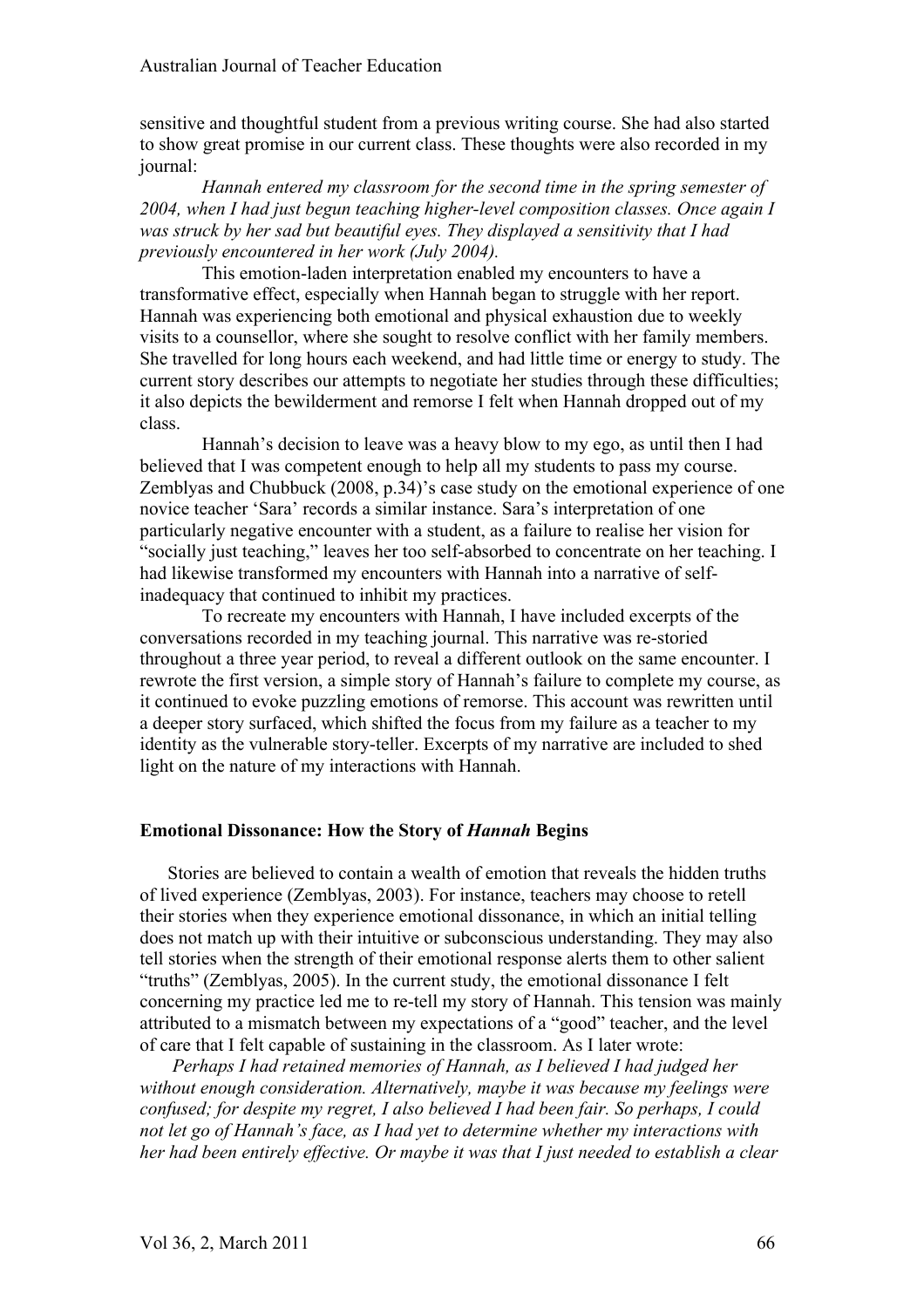sensitive and thoughtful student from a previous writing course. She had also started to show great promise in our current class. These thoughts were also recorded in my journal:

*Hannah entered my classroom for the second time in the spring semester of 2004, when I had just begun teaching higher-level composition classes. Once again I was struck by her sad but beautiful eyes. They displayed a sensitivity that I had previously encountered in her work (July 2004).*

This emotion-laden interpretation enabled my encounters to have a transformative effect, especially when Hannah began to struggle with her report. Hannah was experiencing both emotional and physical exhaustion due to weekly visits to a counsellor, where she sought to resolve conflict with her family members. She travelled for long hours each weekend, and had little time or energy to study. The current story describes our attempts to negotiate her studies through these difficulties; it also depicts the bewilderment and remorse I felt when Hannah dropped out of my class.

Hannah's decision to leave was a heavy blow to my ego, as until then I had believed that I was competent enough to help all my students to pass my course. Zemblyas and Chubbuck (2008, p.34)'s case study on the emotional experience of one novice teacher 'Sara' records a similar instance. Sara's interpretation of one particularly negative encounter with a student, as a failure to realise her vision for "socially just teaching," leaves her too self-absorbed to concentrate on her teaching. I had likewise transformed my encounters with Hannah into a narrative of self-inadequacy that continued to inhibit my practices.

To recreate my encounters with Hannah, I have included excerpts of the conversations recorded in my teaching journal. This narrative was re-storied throughout a three year period, to reveal a different outlook on the same encounter. I rewrote the first version, a simple story of Hannah's failure to complete my course, as it continued to evoke puzzling emotions of remorse. This account was rewritten until a deeper story surfaced, which shifted the focus from my failure as a teacher to my identity as the vulnerable story-teller. Excerpts of my narrative are included to shed light on the nature of my interactions with Hannah.

### Emotional Dissonance: How the Story of *Hannah* Begins

Stories are believed to contain a wealth of emotion that reveals the hidden truths of lived experience (Zemblyas, 2003). For instance, teachers may choose to retell their stories when they experience emotional dissonance, in which an initial telling does not match up with their intuitive or subconscious understanding. They may also tell stories when the strength of their emotional response alerts them to other salient "truths" (Zemblyas, 2005). In the current study, the emotional dissonance I felt concerning my practice led me to re-tell my story of Hannah. This tension was mainly attributed to a mismatch between my expectations of a "good" teacher, and the level of care that I felt capable of sustaining in the classroom. As I later wrote:

*Perhaps I had retained memories of Hannah, as I believed I had judged her without enough consideration. Alternatively, maybe it was because my feelings were confused; for despite my regret, I also believed I had been fair. So perhaps, I could not let go of Hannah's face, as I had yet to determine whether my interactions with her had been entirely effective. Or maybe it was that I just needed to establish a clear*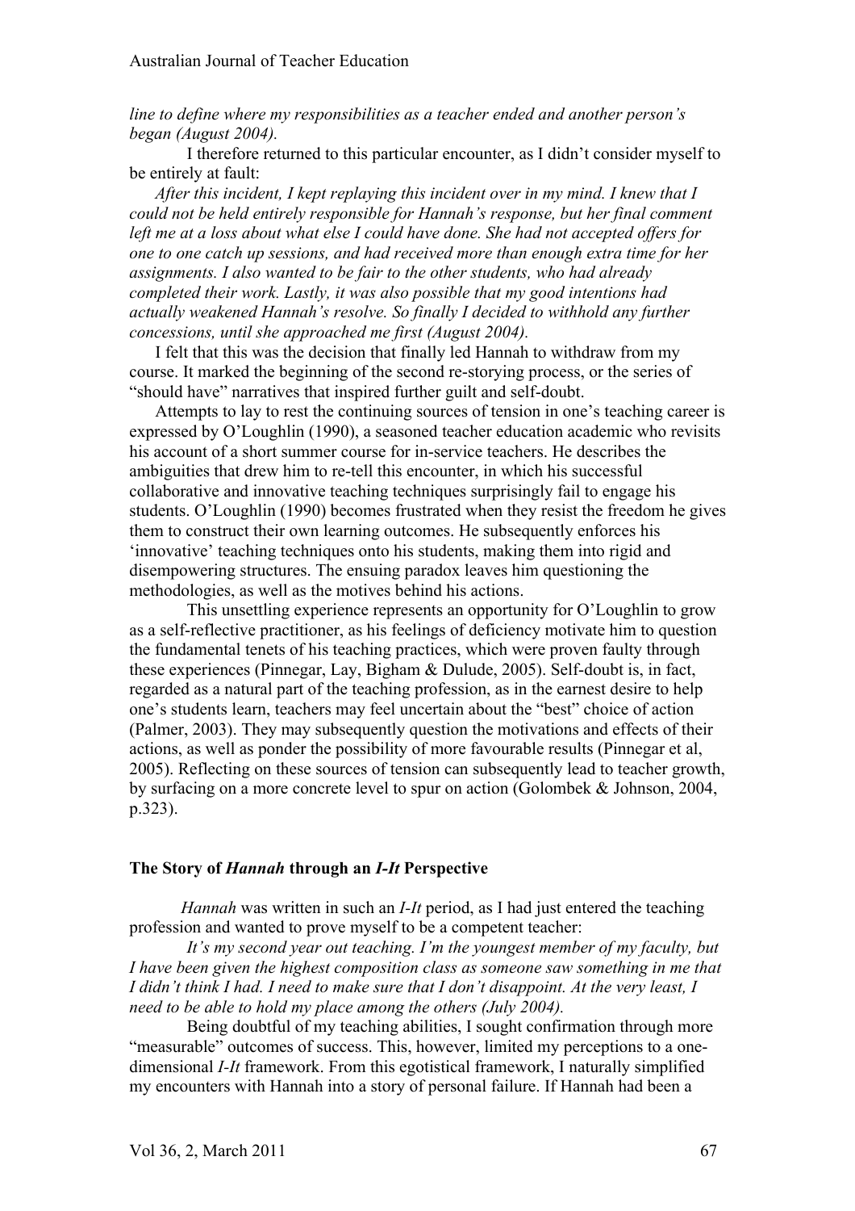*line to define where my responsibilities as a teacher ended and another person's began (August 2004).*

I therefore returned to this particular encounter, as I didn't consider myself to be entirely at fault:

*After this incident, I kept replaying this incident over in my mind. I knew that I could not be held entirely responsible for Hannah's response, but her final comment left me at a loss about what else I could have done. She had not accepted offers for one to one catch up sessions, and had received more than enough extra time for her assignments. I also wanted to be fair to the other students, who had already completed their work. Lastly, it was also possible that my good intentions had actually weakened Hannah's resolve. So finally I decided to withhold any further concessions, until she approached me first (August 2004).*

I felt that this was the decision that finally led Hannah to withdraw from my course. It marked the beginning of the second re-storying process, or the series of "should have" narratives that inspired further guilt and self-doubt.

Attempts to lay to rest the continuing sources of tension in one's teaching career is expressed by O'Loughlin (1990), a seasoned teacher education academic who revisits his account of a short summer course for in-service teachers. He describes the ambiguities that drew him to re-tell this encounter, in which his successful collaborative and innovative teaching techniques surprisingly fail to engage his students. O'Loughlin (1990) becomes frustrated when they resist the freedom he gives them to construct their own learning outcomes. He subsequently enforces his 'innovative' teaching techniques onto his students, making them into rigid and disempowering structures. The ensuing paradox leaves him questioning the methodologies, as well as the motives behind his actions.

This unsettling experience represents an opportunity for O'Loughlin to grow as a self-reflective practitioner, as his feelings of deficiency motivate him to question the fundamental tenets of his teaching practices, which were proven faulty through these experiences (Pinnegar, Lay, Bigham & Dulude, 2005). Self-doubt is, in fact, regarded as a natural part of the teaching profession, as in the earnest desire to help one's students learn, teachers may feel uncertain about the "best" choice of action (Palmer, 2003). They may subsequently question the motivations and effects of their actions, as well as ponder the possibility of more favourable results (Pinnegar et al, 2005). Reflecting on these sources of tension can subsequently lead to teacher growth, by surfacing on a more concrete level to spur on action (Golombek & Johnson, 2004, p.323).

## The Story of *Hannah* through an *I-It* Perspective

*Hannah* was written in such an *I-It* period, as I had just entered the teaching profession and wanted to prove myself to be a competent teacher:

*It's my second year out teaching. I'm the youngest member of my faculty, but I have been given the highest composition class as someone saw something in me that I didn't think I had. I need to make sure that I don't disappoint. At the very least, I need to be able to hold my place among the others (July 2004).*

Being doubtful of my teaching abilities, I sought confirmation through more "measurable" outcomes of success. This, however, limited my perceptions to a one-dimensional *I-It* framework. From this egotistical framework, I naturally simplified my encounters with Hannah into a story of personal failure. If Hannah had been a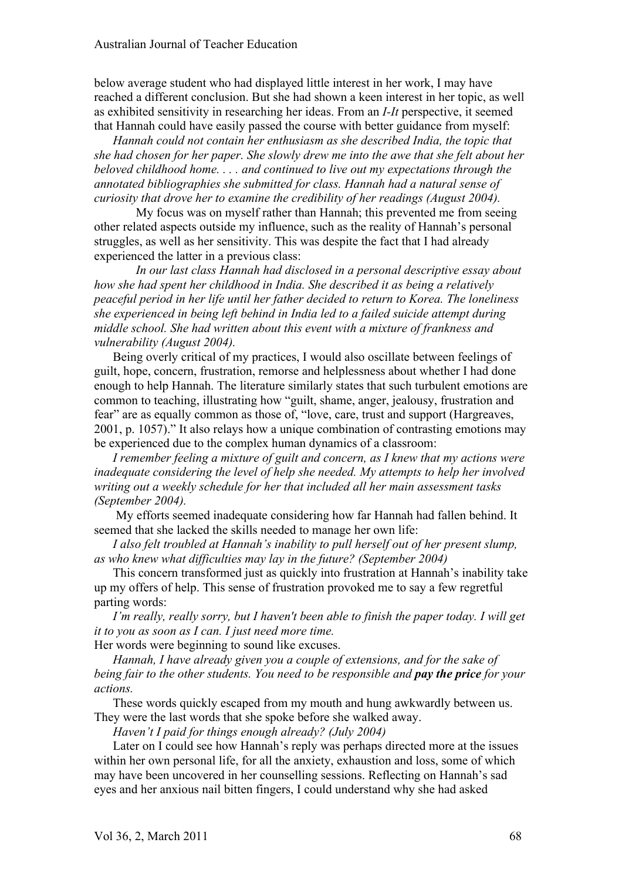below average student who had displayed little interest in her work, I may have reached a different conclusion. But she had shown a keen interest in her topic, as well as exhibited sensitivity in researching her ideas. From an *I-It* perspective, it seemed that Hannah could have easily passed the course with better guidance from myself:

*Hannah could not contain her enthusiasm as she described India, the topic that she had chosen for her paper. She slowly drew me into the awe that she felt about her beloved childhood home. . . . and continued to live out my expectations through the annotated bibliographies she submitted for class. Hannah had a natural sense of curiosity that drove her to examine the credibility of her readings (August 2004).*

My focus was on myself rather than Hannah; this prevented me from seeing other related aspects outside my influence, such as the reality of Hannah's personal struggles, as well as her sensitivity. This was despite the fact that I had already experienced the latter in a previous class:

*In our last class Hannah had disclosed in a personal descriptive essay about how she had spent her childhood in India. She described it as being a relatively peaceful period in her life until her father decided to return to Korea. The loneliness she experienced in being left behind in India led to a failed suicide attempt during middle school. She had written about this event with a mixture of frankness and vulnerability (August 2004).*

Being overly critical of my practices, I would also oscillate between feelings of guilt, hope, concern, frustration, remorse and helplessness about whether I had done enough to help Hannah. The literature similarly states that such turbulent emotions are common to teaching, illustrating how "guilt, shame, anger, jealousy, frustration and fear" are as equally common as those of, "love, care, trust and support (Hargreaves, 2001, p. 1057)." It also relays how a unique combination of contrasting emotions may be experienced due to the complex human dynamics of a classroom:

*I remember feeling a mixture of guilt and concern, as I knew that my actions were inadequate considering the level of help she needed. My attempts to help her involved writing out a weekly schedule for her that included all her main assessment tasks (September 2004).*

My efforts seemed inadequate considering how far Hannah had fallen behind. It seemed that she lacked the skills needed to manage her own life:

*I also felt troubled at Hannah's inability to pull herself out of her present slump, as who knew what difficulties may lay in the future? (September 2004)*

This concern transformed just as quickly into frustration at Hannah's inability take up my offers of help. This sense of frustration provoked me to say a few regretful parting words:

*I'm really, really sorry, but I haven't been able to finish the paper today. I will get it to you as soon as I can. I just need more time.*

Her words were beginning to sound like excuses.

*Hannah, I have already given you a couple of extensions, and for the sake of being fair to the other students. You need to be responsible and **pay the price** for your actions.*

These words quickly escaped from my mouth and hung awkwardly between us. They were the last words that she spoke before she walked away.

*Haven't I paid for things enough already? (July 2004)*

Later on I could see how Hannah's reply was perhaps directed more at the issues within her own personal life, for all the anxiety, exhaustion and loss, some of which may have been uncovered in her counselling sessions. Reflecting on Hannah's sad eyes and her anxious nail bitten fingers, I could understand why she had asked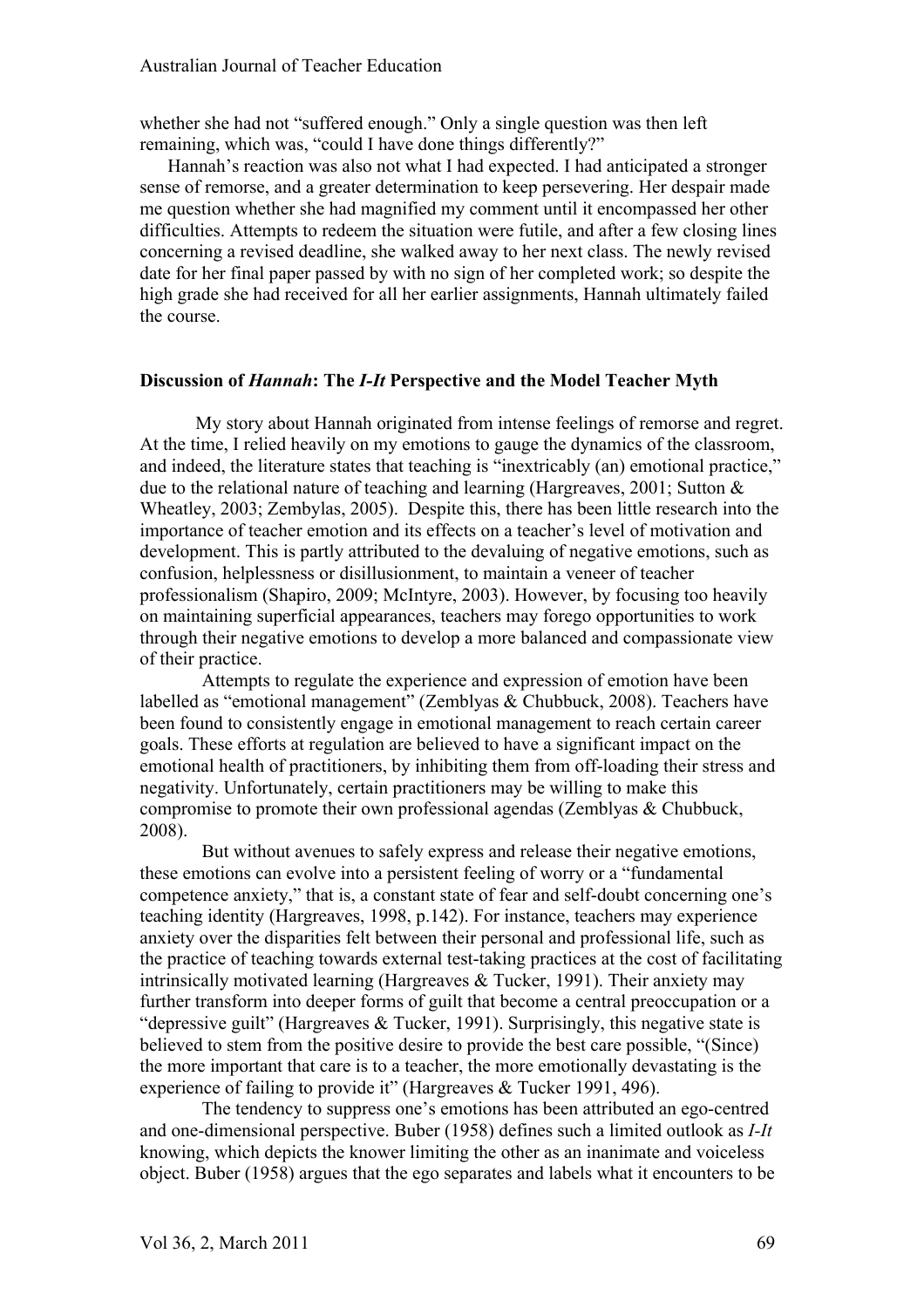whether she had not "suffered enough." Only a single question was then left remaining, which was, "could I have done things differently?"

Hannah's reaction was also not what I had expected. I had anticipated a stronger sense of remorse, and a greater determination to keep persevering. Her despair made me question whether she had magnified my comment until it encompassed her other difficulties. Attempts to redeem the situation were futile, and after a few closing lines concerning a revised deadline, she walked away to her next class. The newly revised date for her final paper passed by with no sign of her completed work; so despite the high grade she had received for all her earlier assignments, Hannah ultimately failed the course.

### Discussion of *Hannah*: The *I-It* Perspective and the Model Teacher Myth

My story about Hannah originated from intense feelings of remorse and regret. At the time, I relied heavily on my emotions to gauge the dynamics of the classroom, and indeed, the literature states that teaching is "inextricably (an) emotional practice," due to the relational nature of teaching and learning (Hargreaves, 2001; Sutton & Wheatley, 2003; Zembylas, 2005). Despite this, there has been little research into the importance of teacher emotion and its effects on a teacher's level of motivation and development. This is partly attributed to the devaluing of negative emotions, such as confusion, helplessness or disillusionment, to maintain a veneer of teacher professionalism (Shapiro, 2009; McIntyre, 2003). However, by focusing too heavily on maintaining superficial appearances, teachers may forego opportunities to work through their negative emotions to develop a more balanced and compassionate view of their practice.

Attempts to regulate the experience and expression of emotion have been labelled as "emotional management" (Zemblyas & Chubbuck, 2008). Teachers have been found to consistently engage in emotional management to reach certain career goals. These efforts at regulation are believed to have a significant impact on the emotional health of practitioners, by inhibiting them from off-loading their stress and negativity. Unfortunately, certain practitioners may be willing to make this compromise to promote their own professional agendas (Zemblyas & Chubbuck, 2008).

But without avenues to safely express and release their negative emotions, these emotions can evolve into a persistent feeling of worry or a "fundamental competence anxiety," that is, a constant state of fear and self-doubt concerning one's teaching identity (Hargreaves, 1998, p.142). For instance, teachers may experience anxiety over the disparities felt between their personal and professional life, such as the practice of teaching towards external test-taking practices at the cost of facilitating intrinsically motivated learning (Hargreaves & Tucker, 1991). Their anxiety may further transform into deeper forms of guilt that become a central preoccupation or a "depressive guilt" (Hargreaves & Tucker, 1991). Surprisingly, this negative state is believed to stem from the positive desire to provide the best care possible, "(Since) the more important that care is to a teacher, the more emotionally devastating is the experience of failing to provide it" (Hargreaves & Tucker 1991, 496).

The tendency to suppress one's emotions has been attributed an ego-centred and one-dimensional perspective. Buber (1958) defines such a limited outlook as *I-It* knowing, which depicts the knower limiting the other as an inanimate and voiceless object. Buber (1958) argues that the ego separates and labels what it encounters to be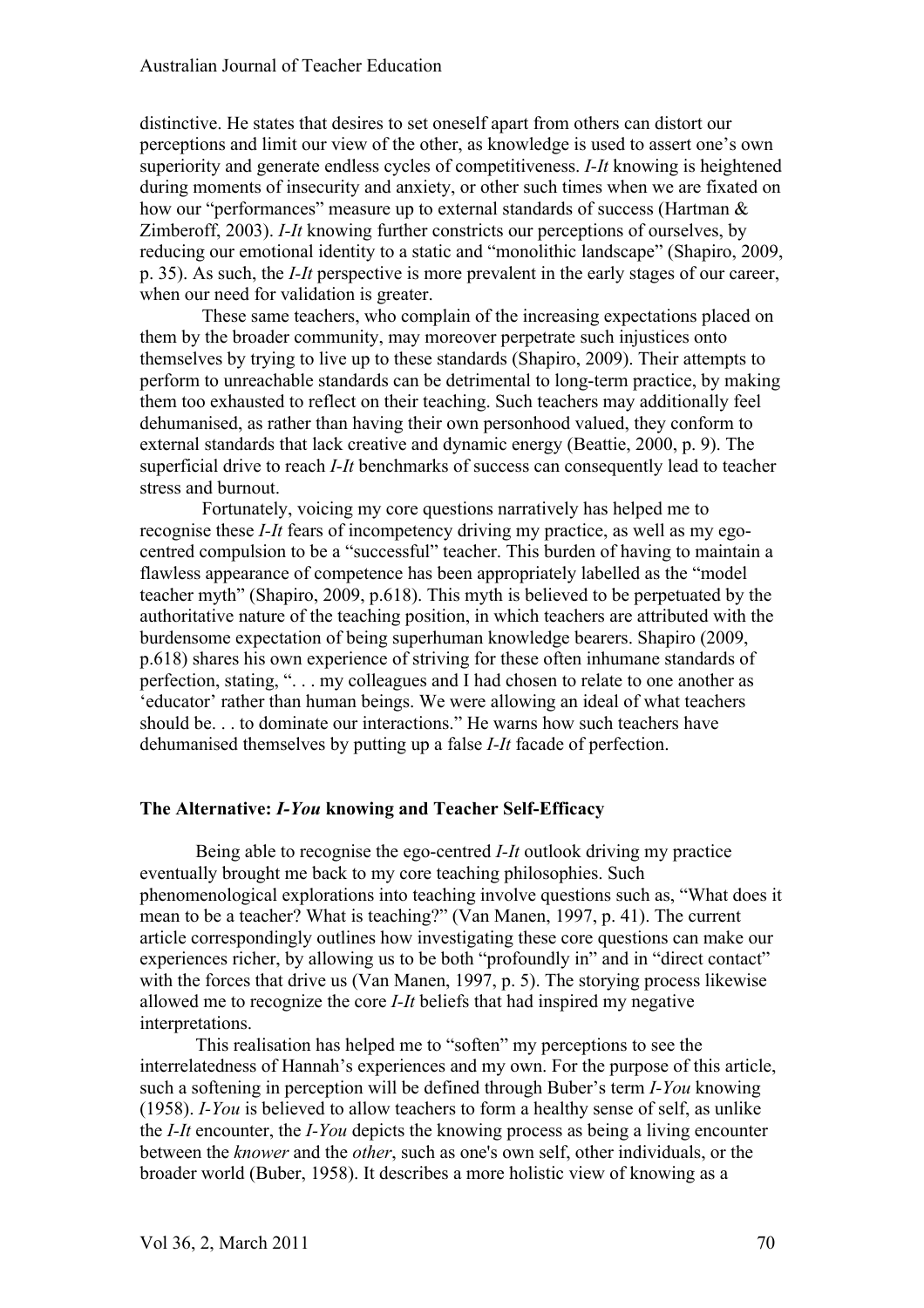distinctive. He states that desires to set oneself apart from others can distort our perceptions and limit our view of the other, as knowledge is used to assert one's own superiority and generate endless cycles of competitiveness. *I-It* knowing is heightened during moments of insecurity and anxiety, or other such times when we are fixated on how our "performances" measure up to external standards of success (Hartman & Zimberoff, 2003). *I-It* knowing further constricts our perceptions of ourselves, by reducing our emotional identity to a static and "monolithic landscape" (Shapiro, 2009, p. 35). As such, the *I-It* perspective is more prevalent in the early stages of our career, when our need for validation is greater.

These same teachers, who complain of the increasing expectations placed on them by the broader community, may moreover perpetrate such injustices onto themselves by trying to live up to these standards (Shapiro, 2009). Their attempts to perform to unreachable standards can be detrimental to long-term practice, by making them too exhausted to reflect on their teaching. Such teachers may additionally feel dehumanised, as rather than having their own personhood valued, they conform to external standards that lack creative and dynamic energy (Beattie, 2000, p. 9). The superficial drive to reach *I-It* benchmarks of success can consequently lead to teacher stress and burnout.

Fortunately, voicing my core questions narratively has helped me to recognise these *I-It* fears of incompetency driving my practice, as well as my ego-centred compulsion to be a "successful" teacher. This burden of having to maintain a flawless appearance of competence has been appropriately labelled as the "model teacher myth" (Shapiro, 2009, p.618). This myth is believed to be perpetuated by the authoritative nature of the teaching position, in which teachers are attributed with the burdensome expectation of being superhuman knowledge bearers. Shapiro (2009, p.618) shares his own experience of striving for these often inhumane standards of perfection, stating, ". . . my colleagues and I had chosen to relate to one another as 'educator' rather than human beings. We were allowing an ideal of what teachers should be. . . to dominate our interactions." He warns how such teachers have dehumanised themselves by putting up a false *I-It* facade of perfection.

### The Alternative: *I-You* knowing and Teacher Self-Efficacy

Being able to recognise the ego-centred *I-It* outlook driving my practice eventually brought me back to my core teaching philosophies. Such phenomenological explorations into teaching involve questions such as, "What does it mean to be a teacher? What is teaching?" (Van Manen, 1997, p. 41). The current article correspondingly outlines how investigating these core questions can make our experiences richer, by allowing us to be both "profoundly in" and in "direct contact" with the forces that drive us (Van Manen, 1997, p. 5). The storying process likewise allowed me to recognize the core *I-It* beliefs that had inspired my negative interpretations.

This realisation has helped me to "soften" my perceptions to see the interrelatedness of Hannah's experiences and my own. For the purpose of this article, such a softening in perception will be defined through Buber's term *I-You* knowing (1958). *I-You* is believed to allow teachers to form a healthy sense of self, as unlike the *I-It* encounter, the *I-You* depicts the knowing process as being a living encounter between the *knower* and the *other*, such as one's own self, other individuals, or the broader world (Buber, 1958). It describes a more holistic view of knowing as a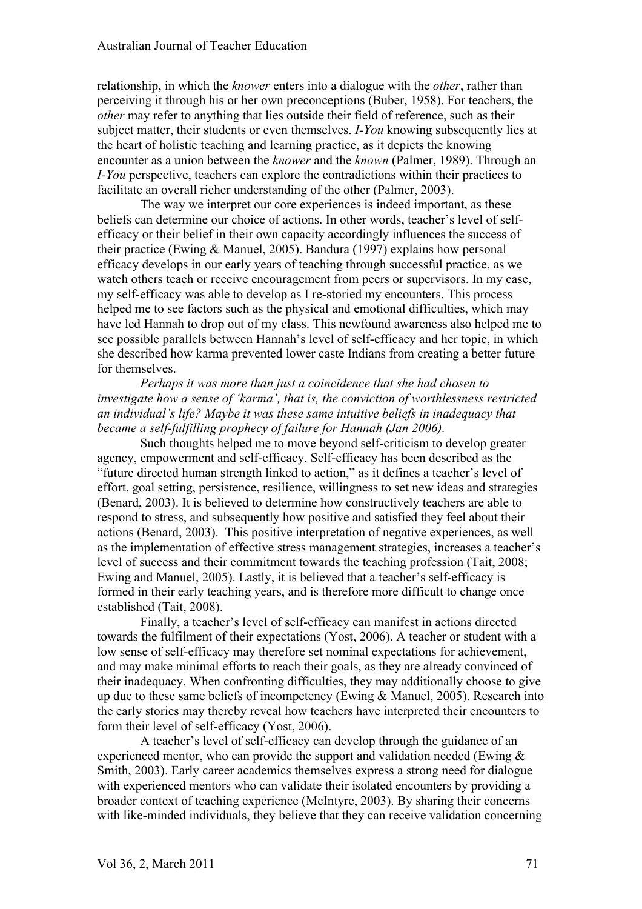relationship, in which the *knower* enters into a dialogue with the *other*, rather than perceiving it through his or her own preconceptions (Buber, 1958). For teachers, the *other* may refer to anything that lies outside their field of reference, such as their subject matter, their students or even themselves. *I-You* knowing subsequently lies at the heart of holistic teaching and learning practice, as it depicts the knowing encounter as a union between the *knower* and the *known* (Palmer, 1989). Through an *I-You* perspective, teachers can explore the contradictions within their practices to facilitate an overall richer understanding of the other (Palmer, 2003).

The way we interpret our core experiences is indeed important, as these beliefs can determine our choice of actions. In other words, teacher's level of self-efficacy or their belief in their own capacity accordingly influences the success of their practice (Ewing & Manuel, 2005). Bandura (1997) explains how personal efficacy develops in our early years of teaching through successful practice, as we watch others teach or receive encouragement from peers or supervisors. In my case, my self-efficacy was able to develop as I re-storied my encounters. This process helped me to see factors such as the physical and emotional difficulties, which may have led Hannah to drop out of my class. This newfound awareness also helped me to see possible parallels between Hannah's level of self-efficacy and her topic, in which she described how karma prevented lower caste Indians from creating a better future for themselves.

*Perhaps it was more than just a coincidence that she had chosen to investigate how a sense of 'karma', that is, the conviction of worthlessness restricted an individual's life? Maybe it was these same intuitive beliefs in inadequacy that became a self-fulfilling prophecy of failure for Hannah (Jan 2006).*

Such thoughts helped me to move beyond self-criticism to develop greater agency, empowerment and self-efficacy. Self-efficacy has been described as the "future directed human strength linked to action," as it defines a teacher's level of effort, goal setting, persistence, resilience, willingness to set new ideas and strategies (Benard, 2003). It is believed to determine how constructively teachers are able to respond to stress, and subsequently how positive and satisfied they feel about their actions (Benard, 2003). This positive interpretation of negative experiences, as well as the implementation of effective stress management strategies, increases a teacher's level of success and their commitment towards the teaching profession (Tait, 2008; Ewing and Manuel, 2005). Lastly, it is believed that a teacher's self-efficacy is formed in their early teaching years, and is therefore more difficult to change once established (Tait, 2008).

Finally, a teacher's level of self-efficacy can manifest in actions directed towards the fulfilment of their expectations (Yost, 2006). A teacher or student with a low sense of self-efficacy may therefore set nominal expectations for achievement, and may make minimal efforts to reach their goals, as they are already convinced of their inadequacy. When confronting difficulties, they may additionally choose to give up due to these same beliefs of incompetency (Ewing & Manuel, 2005). Research into the early stories may thereby reveal how teachers have interpreted their encounters to form their level of self-efficacy (Yost, 2006).

A teacher's level of self-efficacy can develop through the guidance of an experienced mentor, who can provide the support and validation needed (Ewing & Smith, 2003). Early career academics themselves express a strong need for dialogue with experienced mentors who can validate their isolated encounters by providing a broader context of teaching experience (McIntyre, 2003). By sharing their concerns with like-minded individuals, they believe that they can receive validation concerning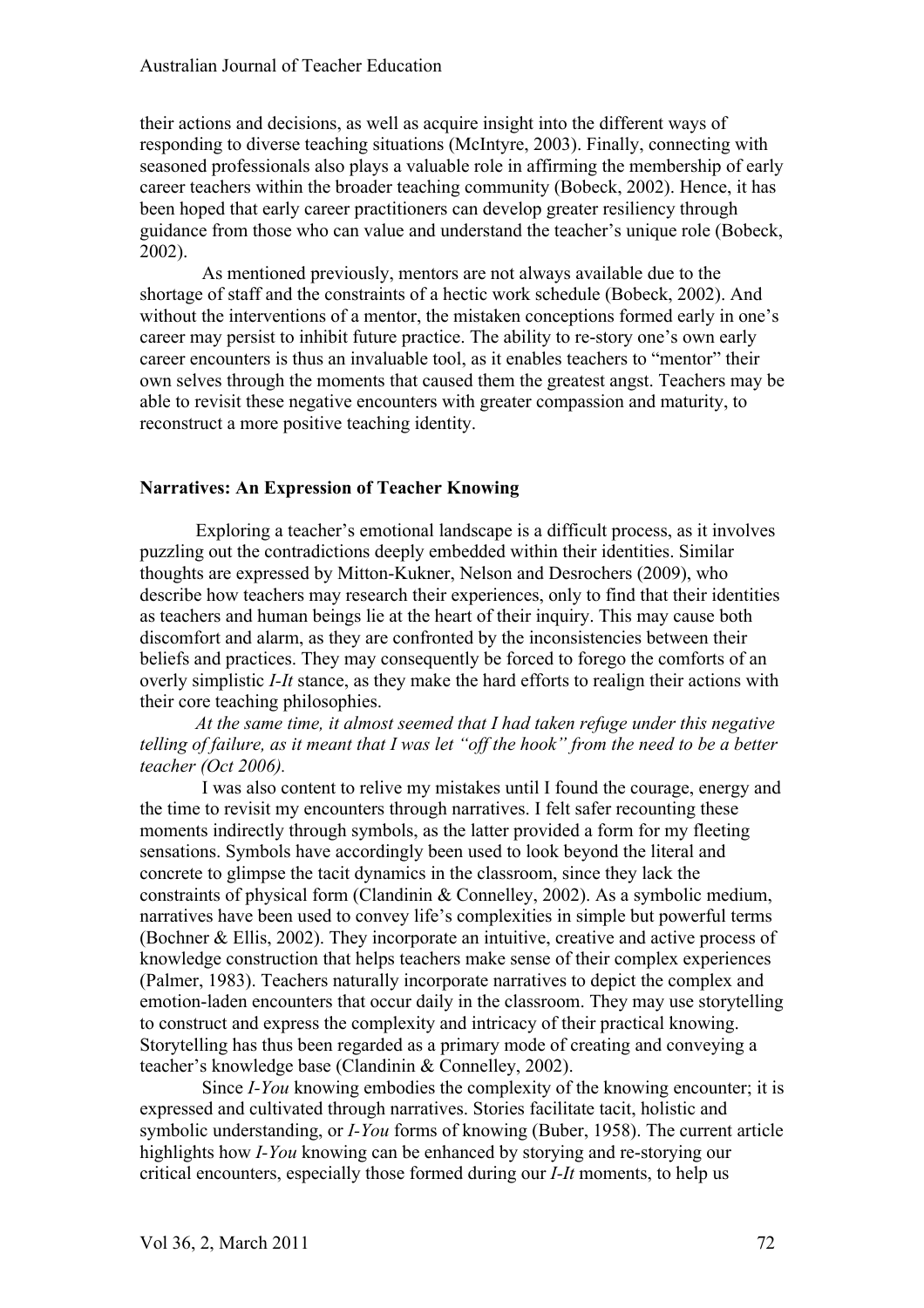their actions and decisions, as well as acquire insight into the different ways of responding to diverse teaching situations (McIntyre, 2003). Finally, connecting with seasoned professionals also plays a valuable role in affirming the membership of early career teachers within the broader teaching community (Bobeck, 2002). Hence, it has been hoped that early career practitioners can develop greater resiliency through guidance from those who can value and understand the teacher's unique role (Bobeck, 2002).

As mentioned previously, mentors are not always available due to the shortage of staff and the constraints of a hectic work schedule (Bobeck, 2002). And without the interventions of a mentor, the mistaken conceptions formed early in one's career may persist to inhibit future practice. The ability to re-story one's own early career encounters is thus an invaluable tool, as it enables teachers to "mentor" their own selves through the moments that caused them the greatest angst. Teachers may be able to revisit these negative encounters with greater compassion and maturity, to reconstruct a more positive teaching identity.

### Narratives: An Expression of Teacher Knowing

Exploring a teacher's emotional landscape is a difficult process, as it involves puzzling out the contradictions deeply embedded within their identities. Similar thoughts are expressed by Mitton-Kukner, Nelson and Desrochers (2009), who describe how teachers may research their experiences, only to find that their identities as teachers and human beings lie at the heart of their inquiry. This may cause both discomfort and alarm, as they are confronted by the inconsistencies between their beliefs and practices. They may consequently be forced to forego the comforts of an overly simplistic *I-It* stance, as they make the hard efforts to realign their actions with their core teaching philosophies.

*At the same time, it almost seemed that I had taken refuge under this negative telling of failure, as it meant that I was let "off the hook" from the need to be a better teacher (Oct 2006).*

I was also content to relive my mistakes until I found the courage, energy and the time to revisit my encounters through narratives. I felt safer recounting these moments indirectly through symbols, as the latter provided a form for my fleeting sensations. Symbols have accordingly been used to look beyond the literal and concrete to glimpse the tacit dynamics in the classroom, since they lack the constraints of physical form (Clandinin & Connelley, 2002). As a symbolic medium, narratives have been used to convey life's complexities in simple but powerful terms (Bochner & Ellis, 2002). They incorporate an intuitive, creative and active process of knowledge construction that helps teachers make sense of their complex experiences (Palmer, 1983). Teachers naturally incorporate narratives to depict the complex and emotion-laden encounters that occur daily in the classroom. They may use storytelling to construct and express the complexity and intricacy of their practical knowing. Storytelling has thus been regarded as a primary mode of creating and conveying a teacher's knowledge base (Clandinin & Connelley, 2002).

Since *I-You* knowing embodies the complexity of the knowing encounter; it is expressed and cultivated through narratives. Stories facilitate tacit, holistic and symbolic understanding, or *I-You* forms of knowing (Buber, 1958). The current article highlights how *I-You* knowing can be enhanced by storying and re-storying our critical encounters, especially those formed during our *I-It* moments, to help us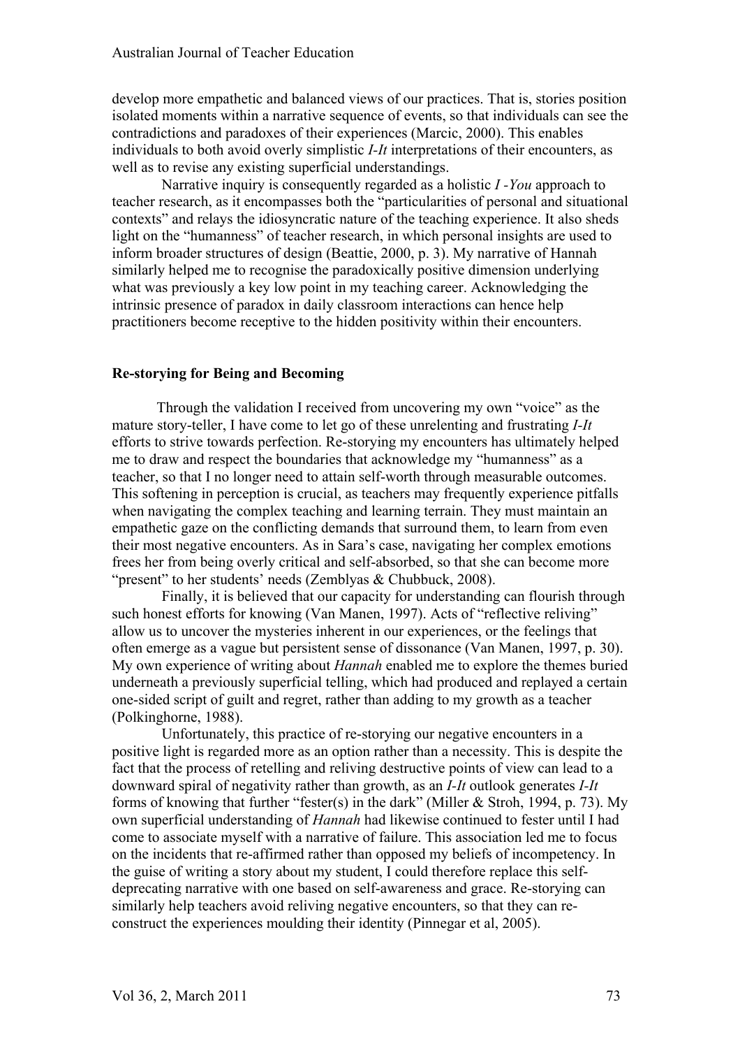develop more empathetic and balanced views of our practices. That is, stories position isolated moments within a narrative sequence of events, so that individuals can see the contradictions and paradoxes of their experiences (Marcic, 2000). This enables individuals to both avoid overly simplistic *I-It* interpretations of their encounters, as well as to revise any existing superficial understandings.

Narrative inquiry is consequently regarded as a holistic *I -You* approach to teacher research, as it encompasses both the "particularities of personal and situational contexts" and relays the idiosyncratic nature of the teaching experience. It also sheds light on the "humanness" of teacher research, in which personal insights are used to inform broader structures of design (Beattie, 2000, p. 3). My narrative of Hannah similarly helped me to recognise the paradoxically positive dimension underlying what was previously a key low point in my teaching career. Acknowledging the intrinsic presence of paradox in daily classroom interactions can hence help practitioners become receptive to the hidden positivity within their encounters.

## Re-storying for Being and Becoming

Through the validation I received from uncovering my own "voice" as the mature story-teller, I have come to let go of these unrelenting and frustrating *I-It* efforts to strive towards perfection. Re-storying my encounters has ultimately helped me to draw and respect the boundaries that acknowledge my "humanness" as a teacher, so that I no longer need to attain self-worth through measurable outcomes. This softening in perception is crucial, as teachers may frequently experience pitfalls when navigating the complex teaching and learning terrain. They must maintain an empathetic gaze on the conflicting demands that surround them, to learn from even their most negative encounters. As in Sara's case, navigating her complex emotions frees her from being overly critical and self-absorbed, so that she can become more "present" to her students' needs (Zemblyas & Chubbuck, 2008).

Finally, it is believed that our capacity for understanding can flourish through such honest efforts for knowing (Van Manen, 1997). Acts of "reflective reliving" allow us to uncover the mysteries inherent in our experiences, or the feelings that often emerge as a vague but persistent sense of dissonance (Van Manen, 1997, p. 30). My own experience of writing about *Hannah* enabled me to explore the themes buried underneath a previously superficial telling, which had produced and replayed a certain one-sided script of guilt and regret, rather than adding to my growth as a teacher (Polkinghorne, 1988).

Unfortunately, this practice of re-storying our negative encounters in a positive light is regarded more as an option rather than a necessity. This is despite the fact that the process of retelling and reliving destructive points of view can lead to a downward spiral of negativity rather than growth, as an *I-It* outlook generates *I-It* forms of knowing that further "fester(s) in the dark" (Miller & Stroh, 1994, p. 73). My own superficial understanding of *Hannah* had likewise continued to fester until I had come to associate myself with a narrative of failure. This association led me to focus on the incidents that re-affirmed rather than opposed my beliefs of incompetency. In the guise of writing a story about my student, I could therefore replace this self-deprecating narrative with one based on self-awareness and grace. Re-storying can similarly help teachers avoid reliving negative encounters, so that they can re-construct the experiences moulding their identity (Pinnegar et al, 2005).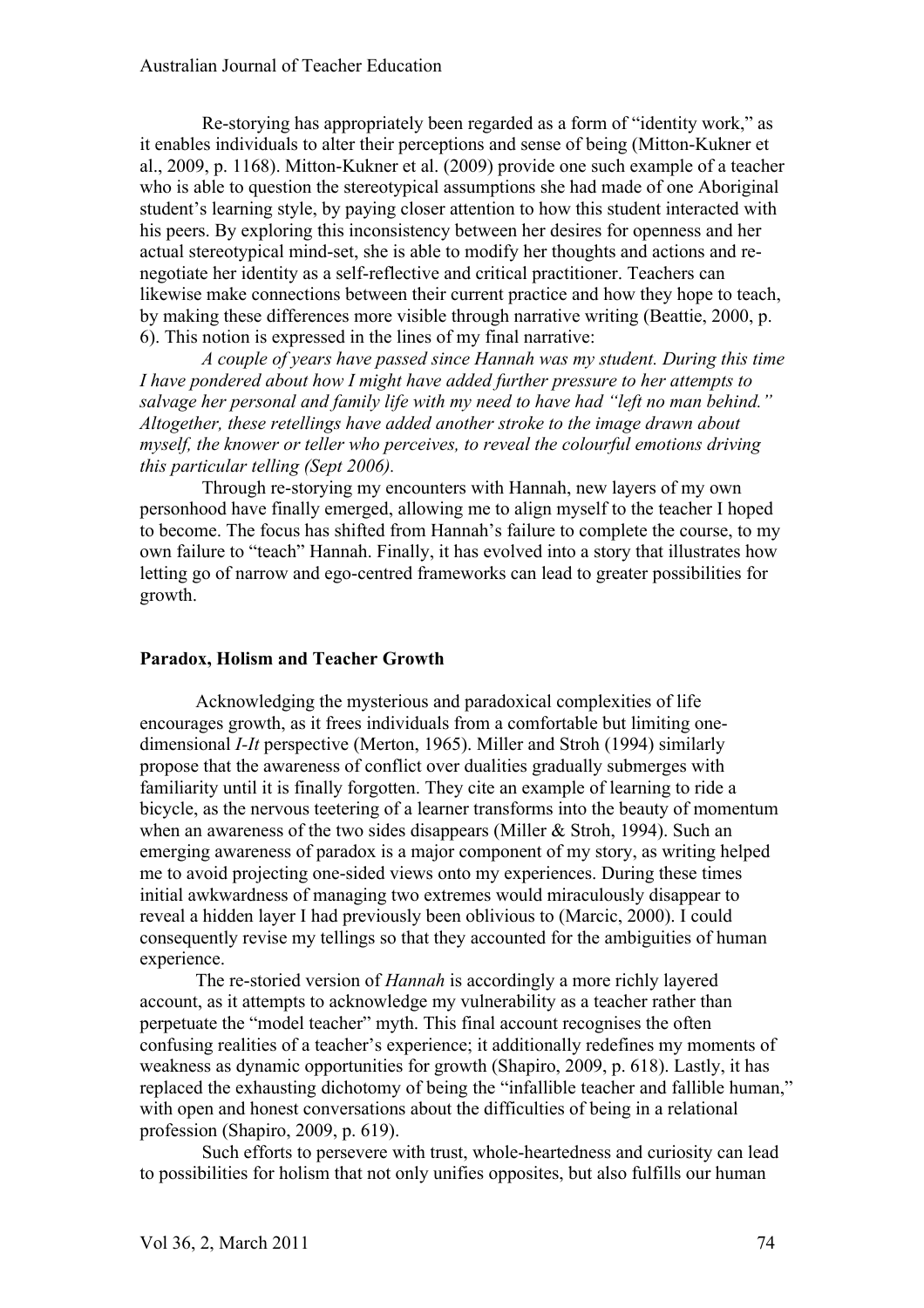Re-storying has appropriately been regarded as a form of "identity work," as it enables individuals to alter their perceptions and sense of being (Mitton-Kukner et al., 2009, p. 1168). Mitton-Kukner et al. (2009) provide one such example of a teacher who is able to question the stereotypical assumptions she had made of one Aboriginal student's learning style, by paying closer attention to how this student interacted with his peers. By exploring this inconsistency between her desires for openness and her actual stereotypical mind-set, she is able to modify her thoughts and actions and re-negotiate her identity as a self-reflective and critical practitioner. Teachers can likewise make connections between their current practice and how they hope to teach, by making these differences more visible through narrative writing (Beattie, 2000, p. 6). This notion is expressed in the lines of my final narrative:

*A couple of years have passed since Hannah was my student. During this time I have pondered about how I might have added further pressure to her attempts to salvage her personal and family life with my need to have had "left no man behind." Altogether, these retellings have added another stroke to the image drawn about myself, the knower or teller who perceives, to reveal the colourful emotions driving this particular telling (Sept 2006).*

Through re-storying my encounters with Hannah, new layers of my own personhood have finally emerged, allowing me to align myself to the teacher I hoped to become. The focus has shifted from Hannah's failure to complete the course, to my own failure to "teach" Hannah. Finally, it has evolved into a story that illustrates how letting go of narrow and ego-centred frameworks can lead to greater possibilities for growth.

## Paradox, Holism and Teacher Growth

Acknowledging the mysterious and paradoxical complexities of life encourages growth, as it frees individuals from a comfortable but limiting one-dimensional *I-It* perspective (Merton, 1965). Miller and Stroh (1994) similarly propose that the awareness of conflict over dualities gradually submerges with familiarity until it is finally forgotten. They cite an example of learning to ride a bicycle, as the nervous teetering of a learner transforms into the beauty of momentum when an awareness of the two sides disappears (Miller & Stroh, 1994). Such an emerging awareness of paradox is a major component of my story, as writing helped me to avoid projecting one-sided views onto my experiences. During these times initial awkwardness of managing two extremes would miraculously disappear to reveal a hidden layer I had previously been oblivious to (Marcic, 2000). I could consequently revise my tellings so that they accounted for the ambiguities of human experience.

The re-storied version of *Hannah* is accordingly a more richly layered account, as it attempts to acknowledge my vulnerability as a teacher rather than perpetuate the "model teacher" myth. This final account recognises the often confusing realities of a teacher's experience; it additionally redefines my moments of weakness as dynamic opportunities for growth (Shapiro, 2009, p. 618). Lastly, it has replaced the exhausting dichotomy of being the "infallible teacher and fallible human," with open and honest conversations about the difficulties of being in a relational profession (Shapiro, 2009, p. 619).

Such efforts to persevere with trust, whole-heartedness and curiosity can lead to possibilities for holism that not only unifies opposites, but also fulfills our human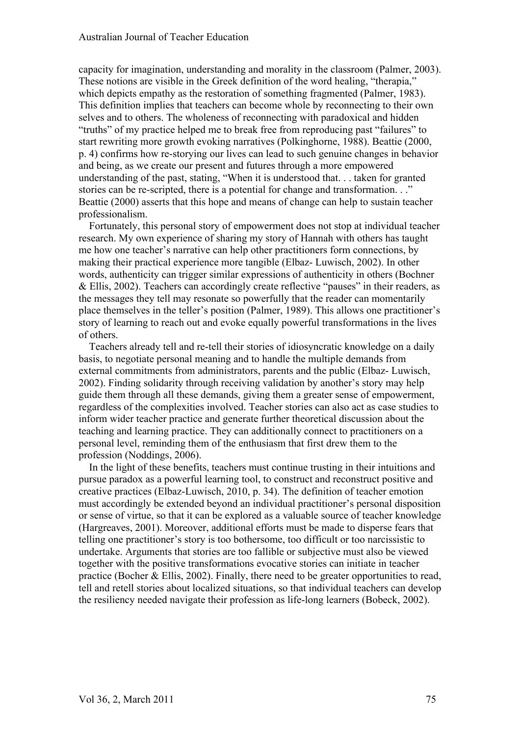capacity for imagination, understanding and morality in the classroom (Palmer, 2003). These notions are visible in the Greek definition of the word healing, "therapia," which depicts empathy as the restoration of something fragmented (Palmer, 1983). This definition implies that teachers can become whole by reconnecting to their own selves and to others. The wholeness of reconnecting with paradoxical and hidden "truths" of my practice helped me to break free from reproducing past "failures" to start rewriting more growth evoking narratives (Polkinghorne, 1988). Beattie (2000, p. 4) confirms how re-storying our lives can lead to such genuine changes in behavior and being, as we create our present and futures through a more empowered understanding of the past, stating, "When it is understood that. . . taken for granted stories can be re-scripted, there is a potential for change and transformation. . ." Beattie (2000) asserts that this hope and means of change can help to sustain teacher professionalism.

Fortunately, this personal story of empowerment does not stop at individual teacher research. My own experience of sharing my story of Hannah with others has taught me how one teacher's narrative can help other practitioners form connections, by making their practical experience more tangible (Elbaz- Luwisch, 2002). In other words, authenticity can trigger similar expressions of authenticity in others (Bochner & Ellis, 2002). Teachers can accordingly create reflective "pauses" in their readers, as the messages they tell may resonate so powerfully that the reader can momentarily place themselves in the teller's position (Palmer, 1989). This allows one practitioner's story of learning to reach out and evoke equally powerful transformations in the lives of others.

Teachers already tell and re-tell their stories of idiosyncratic knowledge on a daily basis, to negotiate personal meaning and to handle the multiple demands from external commitments from administrators, parents and the public (Elbaz- Luwisch, 2002). Finding solidarity through receiving validation by another's story may help guide them through all these demands, giving them a greater sense of empowerment, regardless of the complexities involved. Teacher stories can also act as case studies to inform wider teacher practice and generate further theoretical discussion about the teaching and learning practice. They can additionally connect to practitioners on a personal level, reminding them of the enthusiasm that first drew them to the profession (Noddings, 2006).

In the light of these benefits, teachers must continue trusting in their intuitions and pursue paradox as a powerful learning tool, to construct and reconstruct positive and creative practices (Elbaz-Luwisch, 2010, p. 34). The definition of teacher emotion must accordingly be extended beyond an individual practitioner's personal disposition or sense of virtue, so that it can be explored as a valuable source of teacher knowledge (Hargreaves, 2001). Moreover, additional efforts must be made to disperse fears that telling one practitioner's story is too bothersome, too difficult or too narcissistic to undertake. Arguments that stories are too fallible or subjective must also be viewed together with the positive transformations evocative stories can initiate in teacher practice (Bocher & Ellis, 2002). Finally, there need to be greater opportunities to read, tell and retell stories about localized situations, so that individual teachers can develop the resiliency needed navigate their profession as life-long learners (Bobeck, 2002).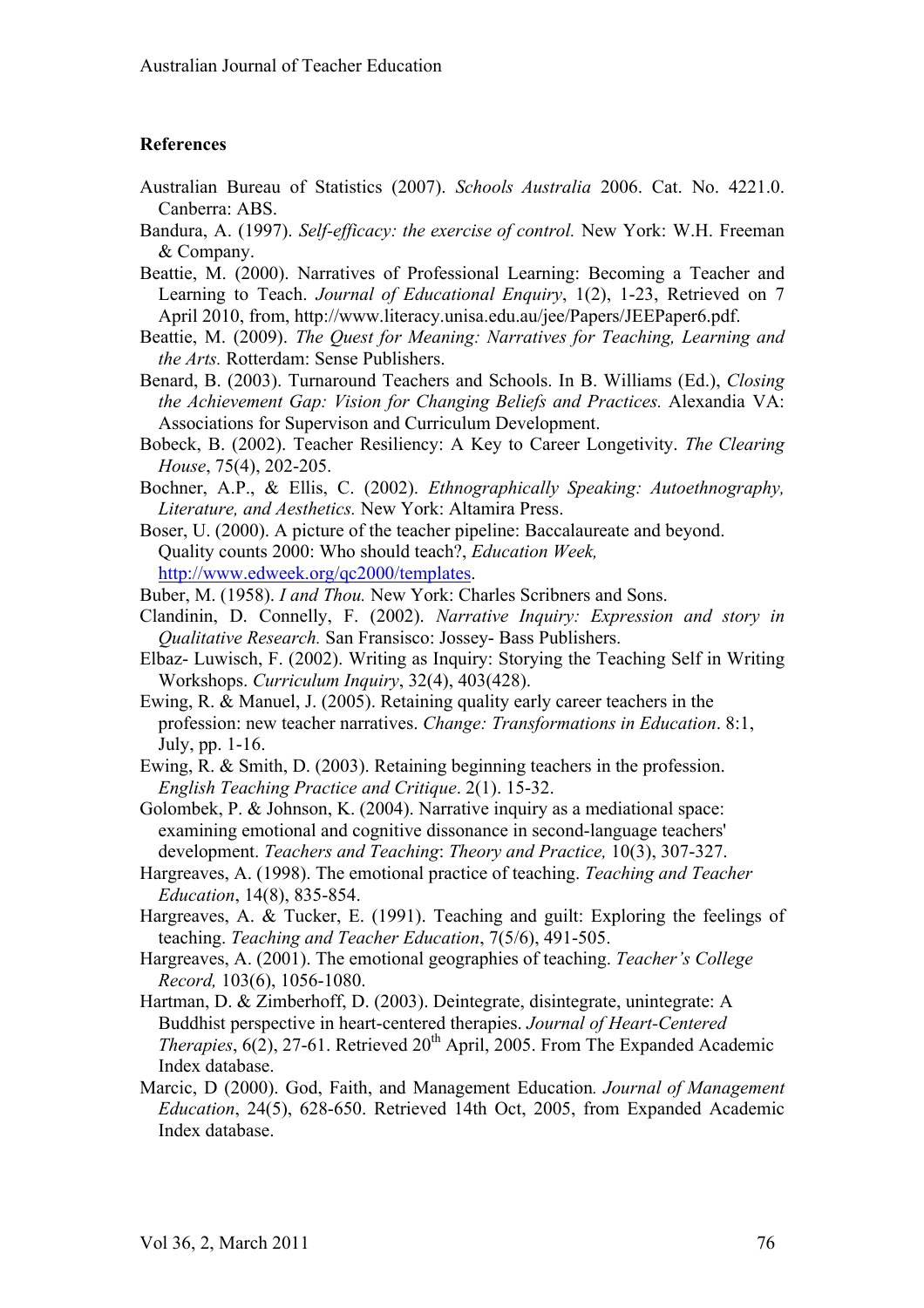**References**

Australian Bureau of Statistics (2007). *Schools Australia* 2006. Cat. No. 4221.0. Canberra: ABS.

Bandura, A. (1997). *Self-efficacy: the exercise of control.* New York: W.H. Freeman & Company.

Beattie, M. (2000). Narratives of Professional Learning: Becoming a Teacher and Learning to Teach. *Journal of Educational Enquiry*, 1(2), 1-23, Retrieved on 7 April 2010, from, http://www.literacy.unisa.edu.au/jee/Papers/JEEPaper6.pdf.

Beattie, M. (2009). *The Quest for Meaning: Narratives for Teaching, Learning and the Arts.* Rotterdam: Sense Publishers.

Benard, B. (2003). Turnaround Teachers and Schools. In B. Williams (Ed.), *Closing the Achievement Gap: Vision for Changing Beliefs and Practices.* Alexandia VA: Associations for Supervison and Curriculum Development.

Bobeck, B. (2002). Teacher Resiliency: A Key to Career Longetivity. *The Clearing House*, 75(4), 202-205.

Bochner, A.P., & Ellis, C. (2002). *Ethnographically Speaking: Autoethnography, Literature, and Aesthetics.* New York: Altamira Press.

Boser, U. (2000). A picture of the teacher pipeline: Baccalaureate and beyond. Quality counts 2000: Who should teach?, *Education Week,* http://www.edweek.org/qc2000/templates.

Buber, M. (1958). *I and Thou.* New York: Charles Scribners and Sons.

Clandinin, D. Connelly, F. (2002). *Narrative Inquiry: Expression and story in Qualitative Research.* San Fransisco: Jossey- Bass Publishers.

Elbaz- Luwisch, F. (2002). Writing as Inquiry: Storying the Teaching Self in Writing Workshops. *Curriculum Inquiry*, 32(4), 403(428).

Ewing, R. & Manuel, J. (2005). Retaining quality early career teachers in the profession: new teacher narratives. *Change: Transformations in Education*. 8:1, July, pp. 1-16.

Ewing, R. & Smith, D. (2003). Retaining beginning teachers in the profession. *English Teaching Practice and Critique*. 2(1). 15-32.

Golombek, P. & Johnson, K. (2004). Narrative inquiry as a mediational space: examining emotional and cognitive dissonance in second-language teachers' development. *Teachers and Teaching*: *Theory and Practice,* 10(3), 307-327.

Hargreaves, A. (1998). The emotional practice of teaching. *Teaching and Teacher Education*, 14(8), 835-854.

Hargreaves, A. & Tucker, E. (1991). Teaching and guilt: Exploring the feelings of teaching. *Teaching and Teacher Education*, 7(5/6), 491-505.

Hargreaves, A. (2001). The emotional geographies of teaching. *Teacher's College Record,* 103(6), 1056-1080.

Hartman, D. & Zimberhoff, D. (2003). Deintegrate, disintegrate, unintegrate: A Buddhist perspective in heart-centered therapies. *Journal of Heart-Centered Therapies*, 6(2), 27-61. Retrieved 20th April, 2005. From The Expanded Academic Index database.

Marcic, D (2000). God, Faith, and Management Education*. Journal of Management Education*, 24(5), 628-650. Retrieved 14th Oct, 2005, from Expanded Academic Index database.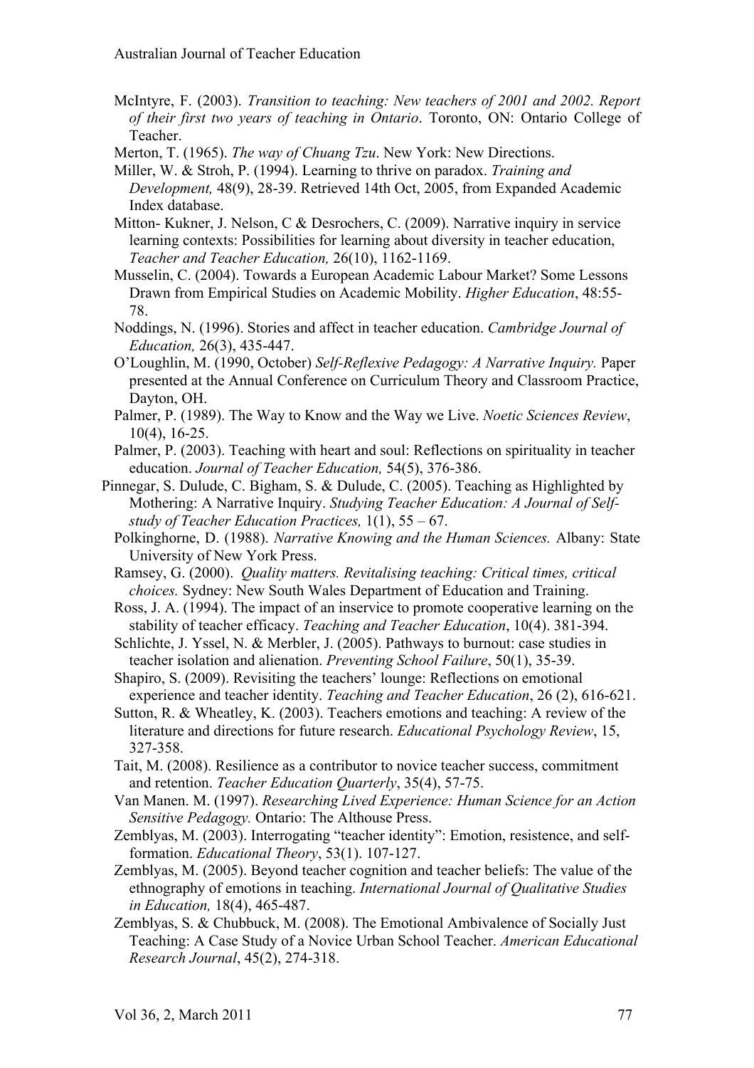McIntyre, F. (2003). *Transition to teaching: New teachers of 2001 and 2002. Report of their first two years of teaching in Ontario*. Toronto, ON: Ontario College of Teacher.

Merton, T. (1965). *The way of Chuang Tzu*. New York: New Directions.

Miller, W. & Stroh, P. (1994). Learning to thrive on paradox. *Training and Development,* 48(9), 28-39. Retrieved 14th Oct, 2005, from Expanded Academic Index database.

Mitton- Kukner, J. Nelson, C & Desrochers, C. (2009). Narrative inquiry in service learning contexts: Possibilities for learning about diversity in teacher education, *Teacher and Teacher Education,* 26(10), 1162-1169.

Musselin, C. (2004). Towards a European Academic Labour Market? Some Lessons Drawn from Empirical Studies on Academic Mobility. *Higher Education*, 48:55-78.

Noddings, N. (1996). Stories and affect in teacher education. *Cambridge Journal of Education,* 26(3), 435-447.

O'Loughlin, M. (1990, October) *Self-Reflexive Pedagogy: A Narrative Inquiry.* Paper presented at the Annual Conference on Curriculum Theory and Classroom Practice, Dayton, OH.

Palmer, P. (1989). The Way to Know and the Way we Live. *Noetic Sciences Review*, 10(4), 16-25.

Palmer, P. (2003). Teaching with heart and soul: Reflections on spirituality in teacher education. *Journal of Teacher Education,* 54(5), 376-386.

Pinnegar, S. Dulude, C. Bigham, S. & Dulude, C. (2005). Teaching as Highlighted by Mothering: A Narrative Inquiry. *Studying Teacher Education: A Journal of Self-study of Teacher Education Practices,* 1(1), 55 – 67.

Polkinghorne, D. (1988). *Narrative Knowing and the Human Sciences.* Albany: State University of New York Press.

Ramsey, G. (2000). *Quality matters. Revitalising teaching: Critical times, critical choices.* Sydney: New South Wales Department of Education and Training.

Ross, J. A. (1994). The impact of an inservice to promote cooperative learning on the stability of teacher efficacy. *Teaching and Teacher Education*, 10(4). 381-394.

Schlichte, J. Yssel, N. & Merbler, J. (2005). Pathways to burnout: case studies in teacher isolation and alienation. *Preventing School Failure*, 50(1), 35-39.

Shapiro, S. (2009). Revisiting the teachers' lounge: Reflections on emotional experience and teacher identity. *Teaching and Teacher Education*, 26 (2), 616-621.

Sutton, R. & Wheatley, K. (2003). Teachers emotions and teaching: A review of the literature and directions for future research. *Educational Psychology Review*, 15, 327-358.

Tait, M. (2008). Resilience as a contributor to novice teacher success, commitment and retention. *Teacher Education Quarterly*, 35(4), 57-75.

Van Manen. M. (1997). *Researching Lived Experience: Human Science for an Action Sensitive Pedagogy.* Ontario: The Althouse Press.

Zemblyas, M. (2003). Interrogating "teacher identity": Emotion, resistence, and self-formation. *Educational Theory*, 53(1). 107-127.

Zemblyas, M. (2005). Beyond teacher cognition and teacher beliefs: The value of the ethnography of emotions in teaching. *International Journal of Qualitative Studies in Education,* 18(4), 465-487.

Zemblyas, S. & Chubbuck, M. (2008). The Emotional Ambivalence of Socially Just Teaching: A Case Study of a Novice Urban School Teacher. *American Educational Research Journal*, 45(2), 274-318.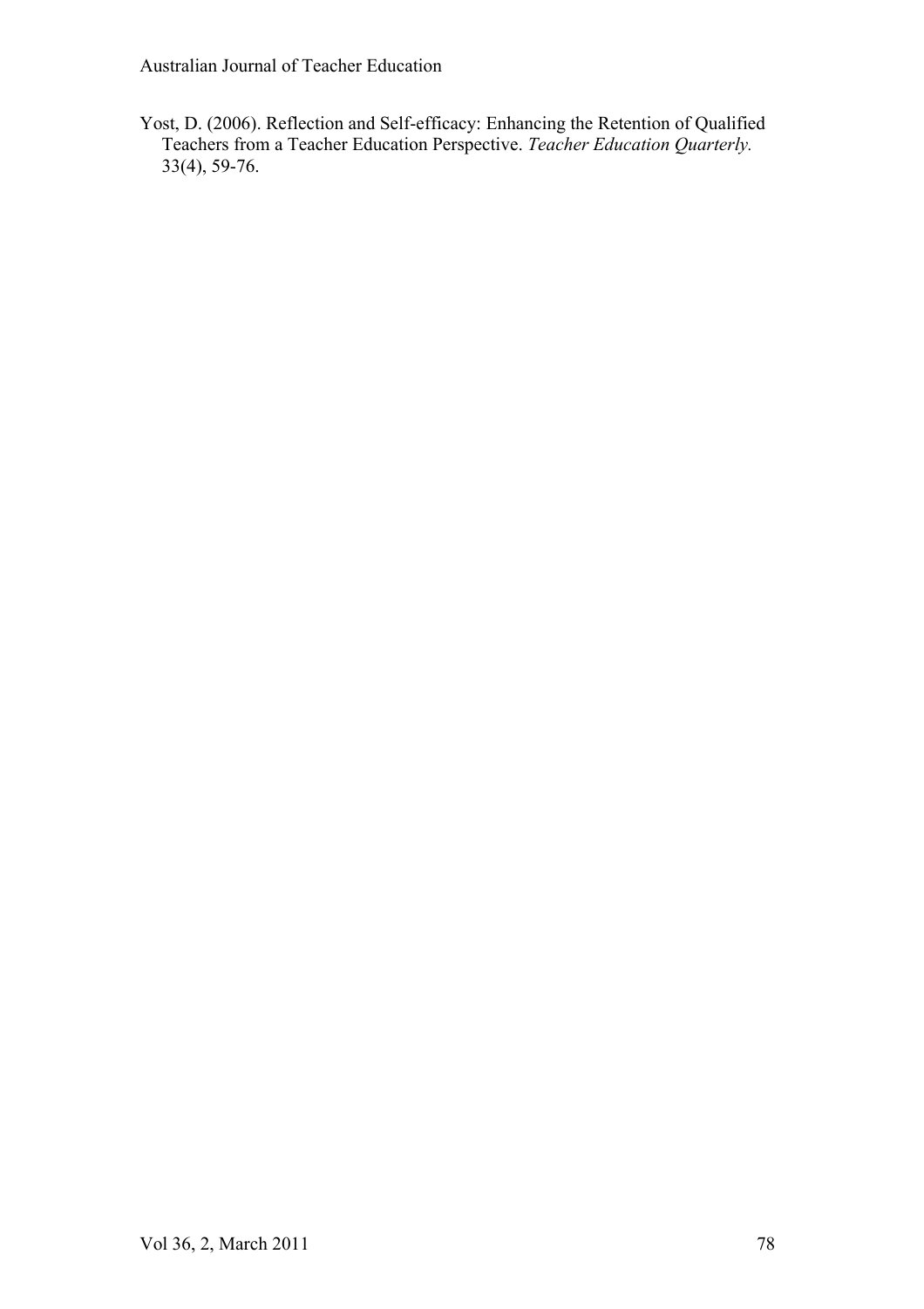Yost, D. (2006). Reflection and Self-efficacy: Enhancing the Retention of Qualified Teachers from a Teacher Education Perspective. *Teacher Education Quarterly.* 33(4), 59-76.